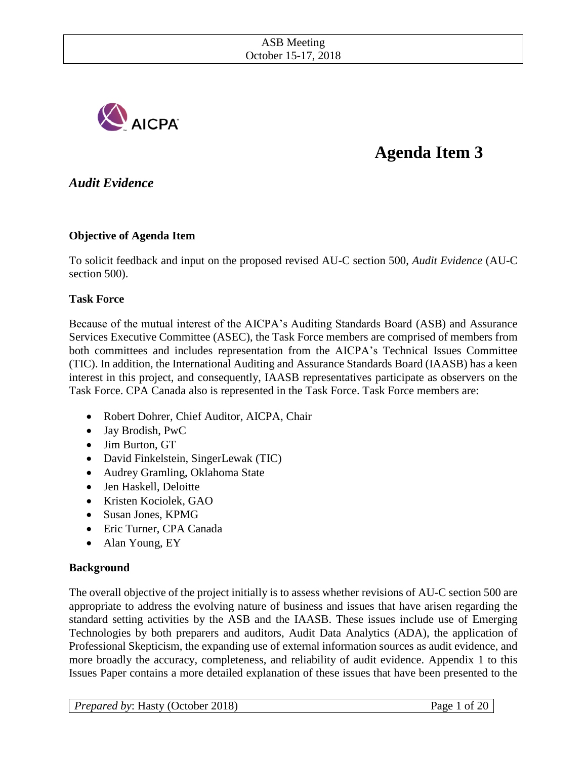ASB Meeting
October 15-17, 2018

# Agenda Item 3

## *Audit Evidence*

**Objective of Agenda Item**

To solicit feedback and input on the proposed revised AU-C section 500, *Audit Evidence* (AU-C section 500).

**Task Force**

Because of the mutual interest of the AICPA's Auditing Standards Board (ASB) and Assurance Services Executive Committee (ASEC), the Task Force members are comprised of members from both committees and includes representation from the AICPA's Technical Issues Committee (TIC). In addition, the International Auditing and Assurance Standards Board (IAASB) has a keen interest in this project, and consequently, IAASB representatives participate as observers on the Task Force. CPA Canada also is represented in the Task Force. Task Force members are:

- Robert Dohrer, Chief Auditor, AICPA, Chair
- Jay Brodish, PwC
- Jim Burton, GT
- David Finkelstein, SingerLewak (TIC)
- Audrey Gramling, Oklahoma State
- Jen Haskell, Deloitte
- Kristen Kociolek, GAO
- Susan Jones, KPMG
- Eric Turner, CPA Canada
- Alan Young, EY

**Background**

The overall objective of the project initially is to assess whether revisions of AU-C section 500 are appropriate to address the evolving nature of business and issues that have arisen regarding the standard setting activities by the ASB and the IAASB. These issues include use of Emerging Technologies by both preparers and auditors, Audit Data Analytics (ADA), the application of Professional Skepticism, the expanding use of external information sources as audit evidence, and more broadly the accuracy, completeness, and reliability of audit evidence. Appendix 1 to this Issues Paper contains a more detailed explanation of these issues that have been presented to the

*Prepared by*: Hasty (October 2018)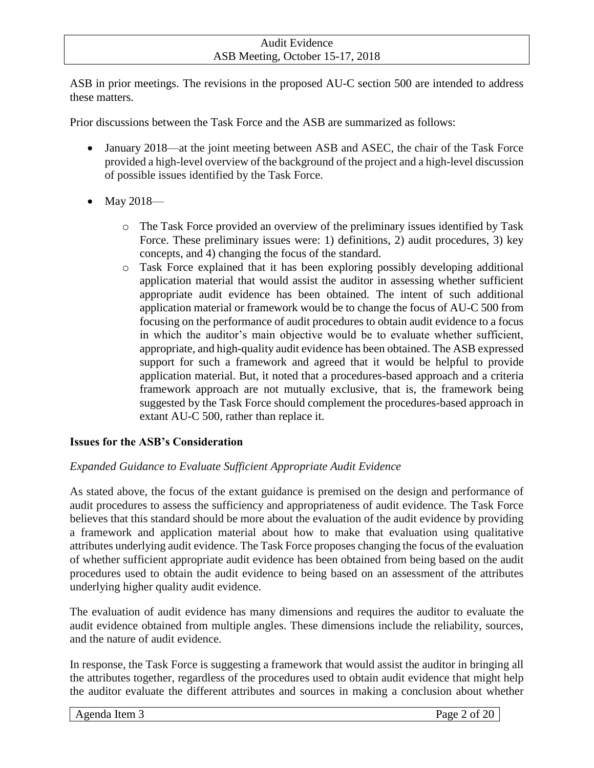ASB in prior meetings. The revisions in the proposed AU-C section 500 are intended to address these matters.

Prior discussions between the Task Force and the ASB are summarized as follows:

- January 2018—at the joint meeting between ASB and ASEC, the chair of the Task Force provided a high-level overview of the background of the project and a high-level discussion of possible issues identified by the Task Force.
- May 2018—
  - The Task Force provided an overview of the preliminary issues identified by Task Force. These preliminary issues were: 1) definitions, 2) audit procedures, 3) key concepts, and 4) changing the focus of the standard.
  - Task Force explained that it has been exploring possibly developing additional application material that would assist the auditor in assessing whether sufficient appropriate audit evidence has been obtained. The intent of such additional application material or framework would be to change the focus of AU-C 500 from focusing on the performance of audit procedures to obtain audit evidence to a focus in which the auditor's main objective would be to evaluate whether sufficient, appropriate, and high-quality audit evidence has been obtained. The ASB expressed support for such a framework and agreed that it would be helpful to provide application material. But, it noted that a procedures-based approach and a criteria framework approach are not mutually exclusive, that is, the framework being suggested by the Task Force should complement the procedures-based approach in extant AU-C 500, rather than replace it.

## Issues for the ASB's Consideration

*Expanded Guidance to Evaluate Sufficient Appropriate Audit Evidence*

As stated above, the focus of the extant guidance is premised on the design and performance of audit procedures to assess the sufficiency and appropriateness of audit evidence. The Task Force believes that this standard should be more about the evaluation of the audit evidence by providing a framework and application material about how to make that evaluation using qualitative attributes underlying audit evidence. The Task Force proposes changing the focus of the evaluation of whether sufficient appropriate audit evidence has been obtained from being based on the audit procedures used to obtain the audit evidence to being based on an assessment of the attributes underlying higher quality audit evidence.

The evaluation of audit evidence has many dimensions and requires the auditor to evaluate the audit evidence obtained from multiple angles. These dimensions include the reliability, sources, and the nature of audit evidence.

In response, the Task Force is suggesting a framework that would assist the auditor in bringing all the attributes together, regardless of the procedures used to obtain audit evidence that might help the auditor evaluate the different attributes and sources in making a conclusion about whether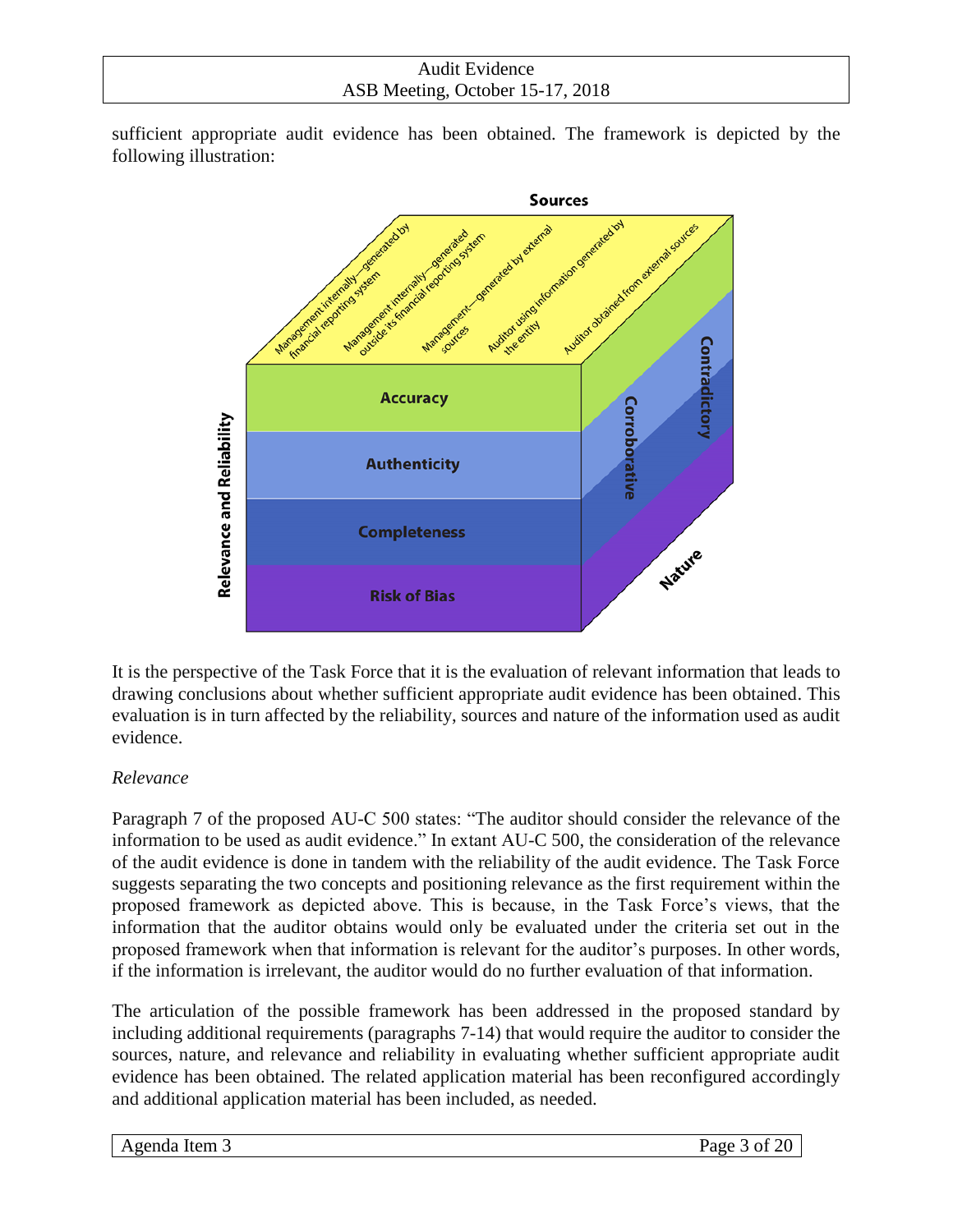sufficient appropriate audit evidence has been obtained. The framework is depicted by the following illustration:

It is the perspective of the Task Force that it is the evaluation of relevant information that leads to drawing conclusions about whether sufficient appropriate audit evidence has been obtained. This evaluation is in turn affected by the reliability, sources and nature of the information used as audit evidence.

*Relevance*

Paragraph 7 of the proposed AU-C 500 states: "The auditor should consider the relevance of the information to be used as audit evidence." In extant AU-C 500, the consideration of the relevance of the audit evidence is done in tandem with the reliability of the audit evidence. The Task Force suggests separating the two concepts and positioning relevance as the first requirement within the proposed framework as depicted above. This is because, in the Task Force's views, that the information that the auditor obtains would only be evaluated under the criteria set out in the proposed framework when that information is relevant for the auditor's purposes. In other words, if the information is irrelevant, the auditor would do no further evaluation of that information.

The articulation of the possible framework has been addressed in the proposed standard by including additional requirements (paragraphs 7-14) that would require the auditor to consider the sources, nature, and relevance and reliability in evaluating whether sufficient appropriate audit evidence has been obtained. The related application material has been reconfigured accordingly and additional application material has been included, as needed.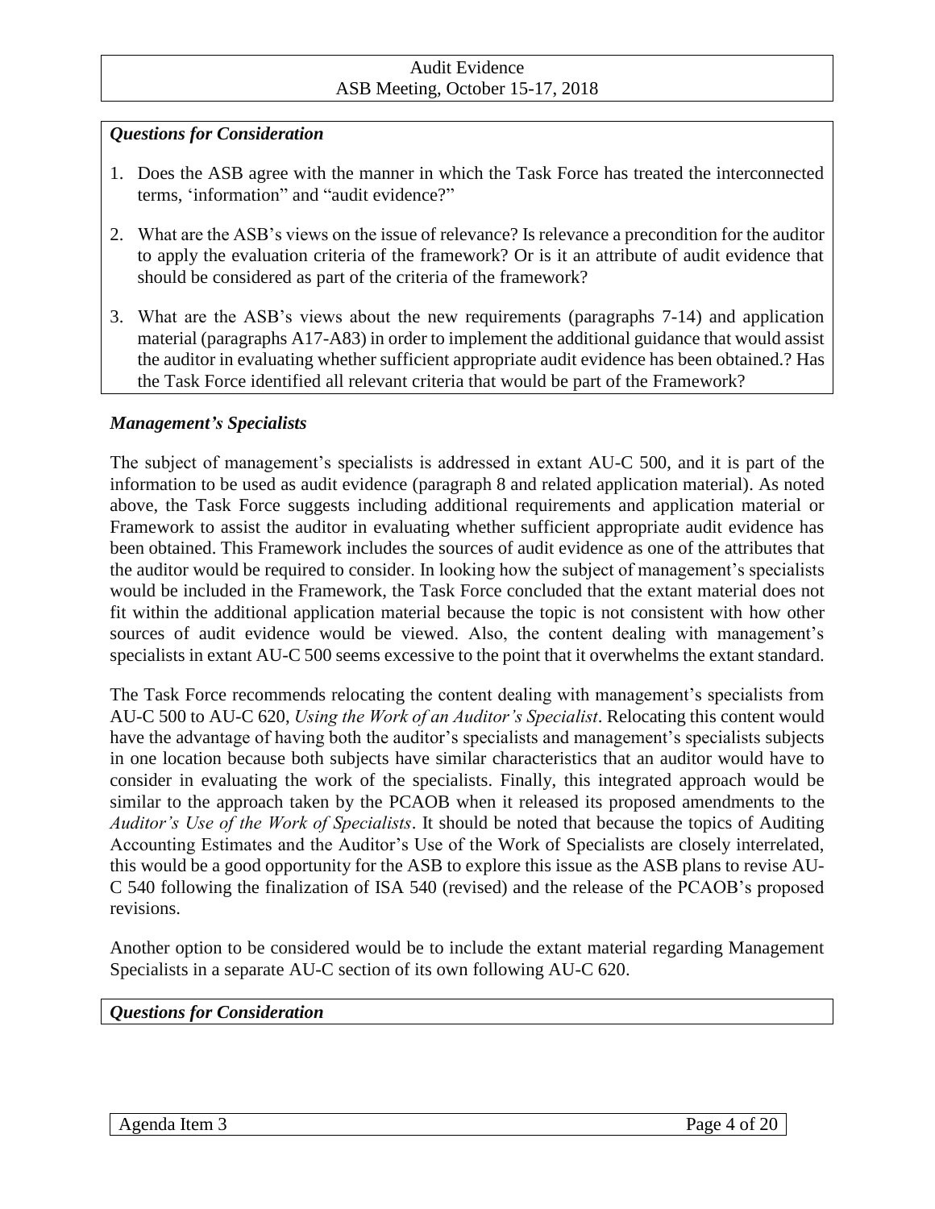***Questions for Consideration***

1. Does the ASB agree with the manner in which the Task Force has treated the interconnected terms, 'information" and "audit evidence?"

2. What are the ASB's views on the issue of relevance? Is relevance a precondition for the auditor to apply the evaluation criteria of the framework? Or is it an attribute of audit evidence that should be considered as part of the criteria of the framework?

3. What are the ASB's views about the new requirements (paragraphs 7-14) and application material (paragraphs A17-A83) in order to implement the additional guidance that would assist the auditor in evaluating whether sufficient appropriate audit evidence has been obtained.? Has the Task Force identified all relevant criteria that would be part of the Framework?

***Management's Specialists***

The subject of management's specialists is addressed in extant AU-C 500, and it is part of the information to be used as audit evidence (paragraph 8 and related application material). As noted above, the Task Force suggests including additional requirements and application material or Framework to assist the auditor in evaluating whether sufficient appropriate audit evidence has been obtained. This Framework includes the sources of audit evidence as one of the attributes that the auditor would be required to consider. In looking how the subject of management's specialists would be included in the Framework, the Task Force concluded that the extant material does not fit within the additional application material because the topic is not consistent with how other sources of audit evidence would be viewed. Also, the content dealing with management's specialists in extant AU-C 500 seems excessive to the point that it overwhelms the extant standard.

The Task Force recommends relocating the content dealing with management's specialists from AU-C 500 to AU-C 620, *Using the Work of an Auditor's Specialist*. Relocating this content would have the advantage of having both the auditor's specialists and management's specialists subjects in one location because both subjects have similar characteristics that an auditor would have to consider in evaluating the work of the specialists. Finally, this integrated approach would be similar to the approach taken by the PCAOB when it released its proposed amendments to the *Auditor's Use of the Work of Specialists*. It should be noted that because the topics of Auditing Accounting Estimates and the Auditor's Use of the Work of Specialists are closely interrelated, this would be a good opportunity for the ASB to explore this issue as the ASB plans to revise AU-C 540 following the finalization of ISA 540 (revised) and the release of the PCAOB's proposed revisions.

Another option to be considered would be to include the extant material regarding Management Specialists in a separate AU-C section of its own following AU-C 620.

***Questions for Consideration***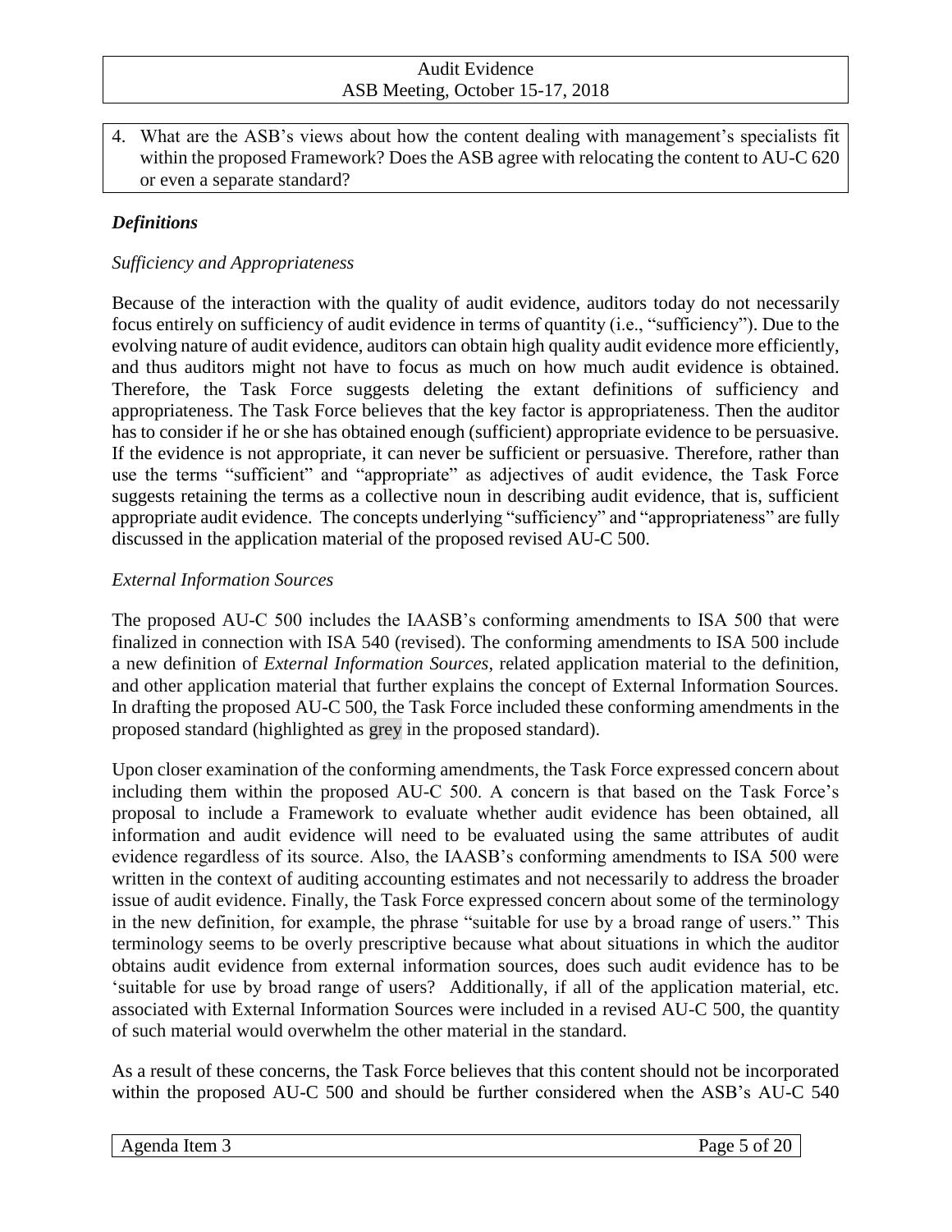4. What are the ASB's views about how the content dealing with management's specialists fit within the proposed Framework? Does the ASB agree with relocating the content to AU-C 620 or even a separate standard?

### *Definitions*

*Sufficiency and Appropriateness*

Because of the interaction with the quality of audit evidence, auditors today do not necessarily focus entirely on sufficiency of audit evidence in terms of quantity (i.e., "sufficiency"). Due to the evolving nature of audit evidence, auditors can obtain high quality audit evidence more efficiently, and thus auditors might not have to focus as much on how much audit evidence is obtained. Therefore, the Task Force suggests deleting the extant definitions of sufficiency and appropriateness. The Task Force believes that the key factor is appropriateness. Then the auditor has to consider if he or she has obtained enough (sufficient) appropriate evidence to be persuasive. If the evidence is not appropriate, it can never be sufficient or persuasive. Therefore, rather than use the terms "sufficient" and "appropriate" as adjectives of audit evidence, the Task Force suggests retaining the terms as a collective noun in describing audit evidence, that is, sufficient appropriate audit evidence. The concepts underlying "sufficiency" and "appropriateness" are fully discussed in the application material of the proposed revised AU-C 500.

*External Information Sources*

The proposed AU-C 500 includes the IAASB's conforming amendments to ISA 500 that were finalized in connection with ISA 540 (revised). The conforming amendments to ISA 500 include a new definition of *External Information Sources*, related application material to the definition, and other application material that further explains the concept of External Information Sources. In drafting the proposed AU-C 500, the Task Force included these conforming amendments in the proposed standard (highlighted as grey in the proposed standard).

Upon closer examination of the conforming amendments, the Task Force expressed concern about including them within the proposed AU-C 500. A concern is that based on the Task Force's proposal to include a Framework to evaluate whether audit evidence has been obtained, all information and audit evidence will need to be evaluated using the same attributes of audit evidence regardless of its source. Also, the IAASB's conforming amendments to ISA 500 were written in the context of auditing accounting estimates and not necessarily to address the broader issue of audit evidence. Finally, the Task Force expressed concern about some of the terminology in the new definition, for example, the phrase "suitable for use by a broad range of users." This terminology seems to be overly prescriptive because what about situations in which the auditor obtains audit evidence from external information sources, does such audit evidence has to be 'suitable for use by broad range of users? Additionally, if all of the application material, etc. associated with External Information Sources were included in a revised AU-C 500, the quantity of such material would overwhelm the other material in the standard.

As a result of these concerns, the Task Force believes that this content should not be incorporated within the proposed AU-C 500 and should be further considered when the ASB's AU-C 540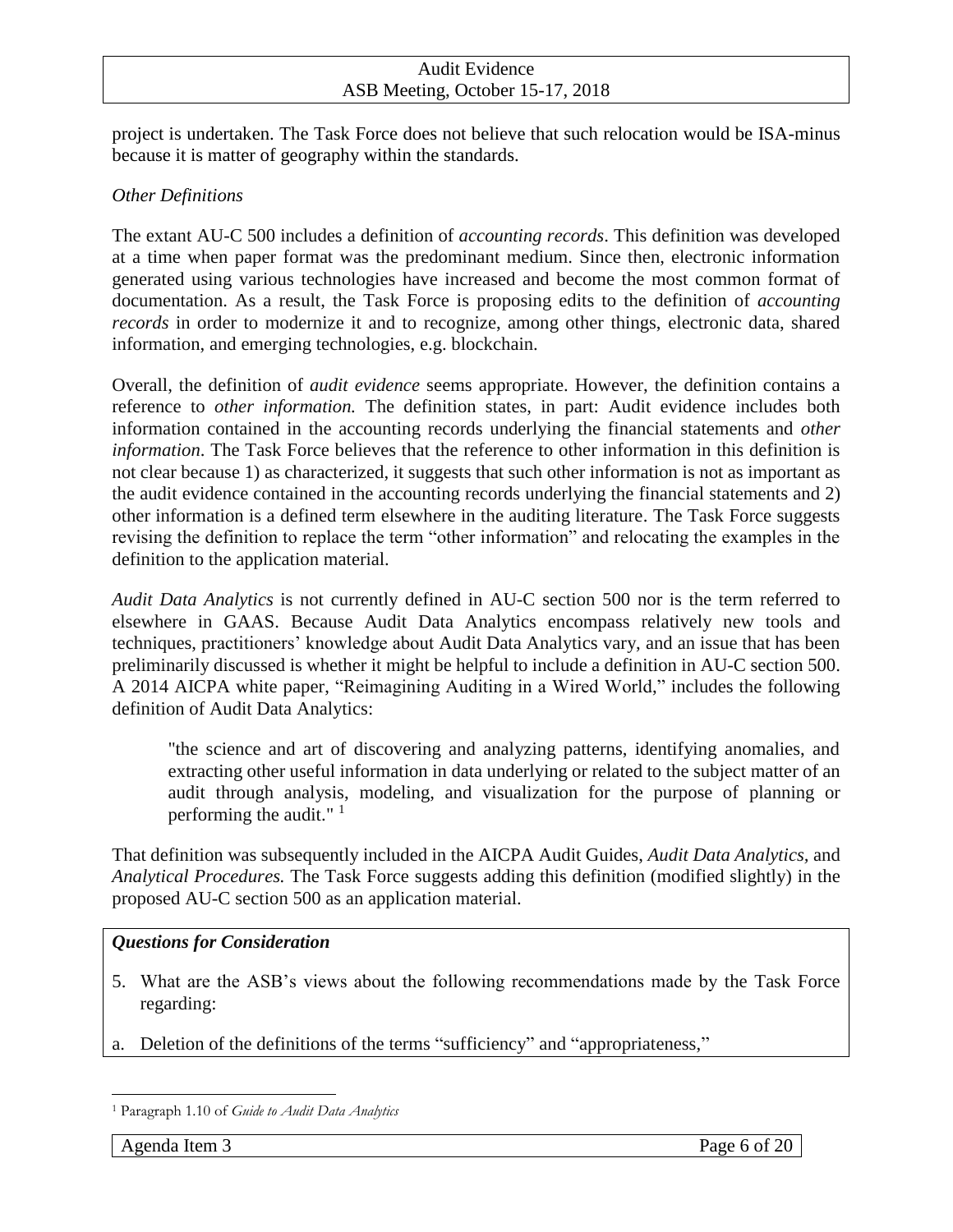project is undertaken. The Task Force does not believe that such relocation would be ISA-minus because it is matter of geography within the standards.

*Other Definitions*

The extant AU-C 500 includes a definition of *accounting records*. This definition was developed at a time when paper format was the predominant medium. Since then, electronic information generated using various technologies have increased and become the most common format of documentation. As a result, the Task Force is proposing edits to the definition of *accounting records* in order to modernize it and to recognize, among other things, electronic data, shared information, and emerging technologies, e.g. blockchain.

Overall, the definition of *audit evidence* seems appropriate. However, the definition contains a reference to *other information.* The definition states, in part: Audit evidence includes both information contained in the accounting records underlying the financial statements and *other information*. The Task Force believes that the reference to other information in this definition is not clear because 1) as characterized, it suggests that such other information is not as important as the audit evidence contained in the accounting records underlying the financial statements and 2) other information is a defined term elsewhere in the auditing literature. The Task Force suggests revising the definition to replace the term "other information" and relocating the examples in the definition to the application material.

*Audit Data Analytics* is not currently defined in AU-C section 500 nor is the term referred to elsewhere in GAAS. Because Audit Data Analytics encompass relatively new tools and techniques, practitioners' knowledge about Audit Data Analytics vary, and an issue that has been preliminarily discussed is whether it might be helpful to include a definition in AU-C section 500. A 2014 AICPA white paper, "Reimagining Auditing in a Wired World," includes the following definition of Audit Data Analytics:

> "the science and art of discovering and analyzing patterns, identifying anomalies, and extracting other useful information in data underlying or related to the subject matter of an audit through analysis, modeling, and visualization for the purpose of planning or performing the audit." [1]

That definition was subsequently included in the AICPA Audit Guides, *Audit Data Analytics,* and *Analytical Procedures.* The Task Force suggests adding this definition (modified slightly) in the proposed AU-C section 500 as an application material.

***Questions for Consideration***

5. What are the ASB's views about the following recommendations made by the Task Force regarding:

a. Deletion of the definitions of the terms "sufficiency" and "appropriateness,"

---

[1] Paragraph 1.10 of *Guide to Audit Data Analytics*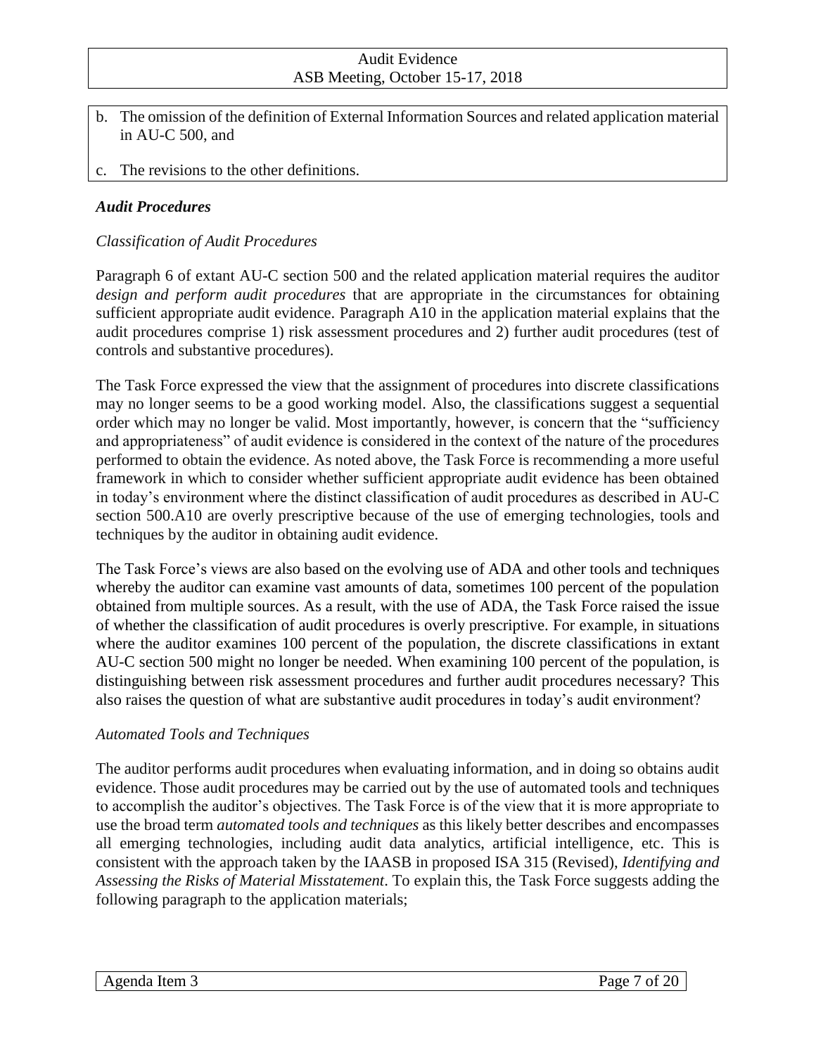b. The omission of the definition of External Information Sources and related application material in AU-C 500, and

c. The revisions to the other definitions.

### *Audit Procedures*

#### *Classification of Audit Procedures*

Paragraph 6 of extant AU-C section 500 and the related application material requires the auditor *design and perform audit procedures* that are appropriate in the circumstances for obtaining sufficient appropriate audit evidence. Paragraph A10 in the application material explains that the audit procedures comprise 1) risk assessment procedures and 2) further audit procedures (test of controls and substantive procedures).

The Task Force expressed the view that the assignment of procedures into discrete classifications may no longer seems to be a good working model. Also, the classifications suggest a sequential order which may no longer be valid. Most importantly, however, is concern that the "sufficiency and appropriateness" of audit evidence is considered in the context of the nature of the procedures performed to obtain the evidence. As noted above, the Task Force is recommending a more useful framework in which to consider whether sufficient appropriate audit evidence has been obtained in today's environment where the distinct classification of audit procedures as described in AU-C section 500.A10 are overly prescriptive because of the use of emerging technologies, tools and techniques by the auditor in obtaining audit evidence.

The Task Force's views are also based on the evolving use of ADA and other tools and techniques whereby the auditor can examine vast amounts of data, sometimes 100 percent of the population obtained from multiple sources. As a result, with the use of ADA, the Task Force raised the issue of whether the classification of audit procedures is overly prescriptive. For example, in situations where the auditor examines 100 percent of the population, the discrete classifications in extant AU-C section 500 might no longer be needed. When examining 100 percent of the population, is distinguishing between risk assessment procedures and further audit procedures necessary? This also raises the question of what are substantive audit procedures in today's audit environment?

#### *Automated Tools and Techniques*

The auditor performs audit procedures when evaluating information, and in doing so obtains audit evidence. Those audit procedures may be carried out by the use of automated tools and techniques to accomplish the auditor's objectives. The Task Force is of the view that it is more appropriate to use the broad term *automated tools and techniques* as this likely better describes and encompasses all emerging technologies, including audit data analytics, artificial intelligence, etc. This is consistent with the approach taken by the IAASB in proposed ISA 315 (Revised), *Identifying and Assessing the Risks of Material Misstatement*. To explain this, the Task Force suggests adding the following paragraph to the application materials;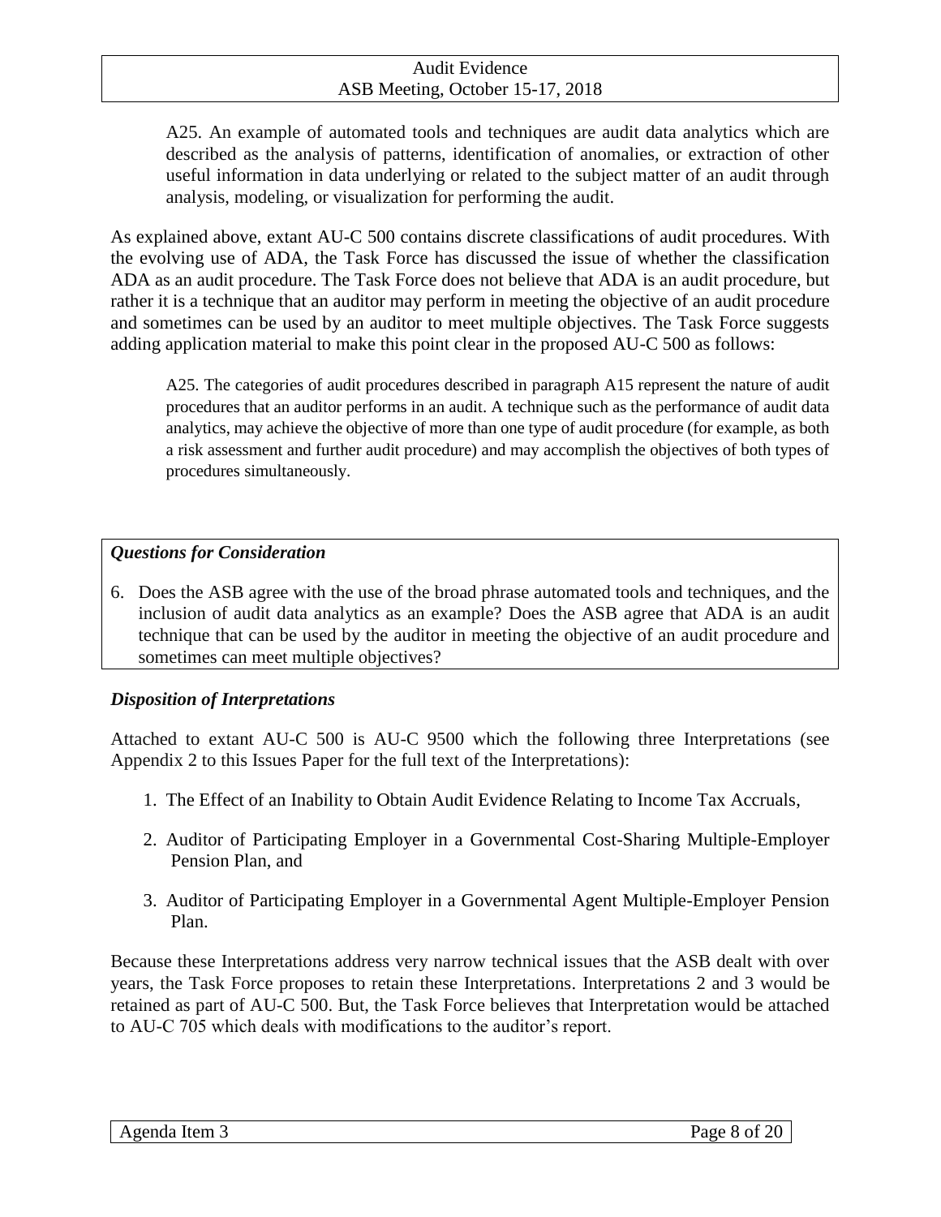> A25. An example of automated tools and techniques are audit data analytics which are described as the analysis of patterns, identification of anomalies, or extraction of other useful information in data underlying or related to the subject matter of an audit through analysis, modeling, or visualization for performing the audit.

As explained above, extant AU-C 500 contains discrete classifications of audit procedures. With the evolving use of ADA, the Task Force has discussed the issue of whether the classification ADA as an audit procedure. The Task Force does not believe that ADA is an audit procedure, but rather it is a technique that an auditor may perform in meeting the objective of an audit procedure and sometimes can be used by an auditor to meet multiple objectives. The Task Force suggests adding application material to make this point clear in the proposed AU-C 500 as follows:

> A25. The categories of audit procedures described in paragraph A15 represent the nature of audit procedures that an auditor performs in an audit. A technique such as the performance of audit data analytics, may achieve the objective of more than one type of audit procedure (for example, as both a risk assessment and further audit procedure) and may accomplish the objectives of both types of procedures simultaneously.

***Questions for Consideration***

6. Does the ASB agree with the use of the broad phrase automated tools and techniques, and the inclusion of audit data analytics as an example? Does the ASB agree that ADA is an audit technique that can be used by the auditor in meeting the objective of an audit procedure and sometimes can meet multiple objectives?

***Disposition of Interpretations***

Attached to extant AU-C 500 is AU-C 9500 which the following three Interpretations (see Appendix 2 to this Issues Paper for the full text of the Interpretations):

1. The Effect of an Inability to Obtain Audit Evidence Relating to Income Tax Accruals,
2. Auditor of Participating Employer in a Governmental Cost-Sharing Multiple-Employer Pension Plan, and
3. Auditor of Participating Employer in a Governmental Agent Multiple-Employer Pension Plan.

Because these Interpretations address very narrow technical issues that the ASB dealt with over years, the Task Force proposes to retain these Interpretations. Interpretations 2 and 3 would be retained as part of AU-C 500. But, the Task Force believes that Interpretation would be attached to AU-C 705 which deals with modifications to the auditor's report.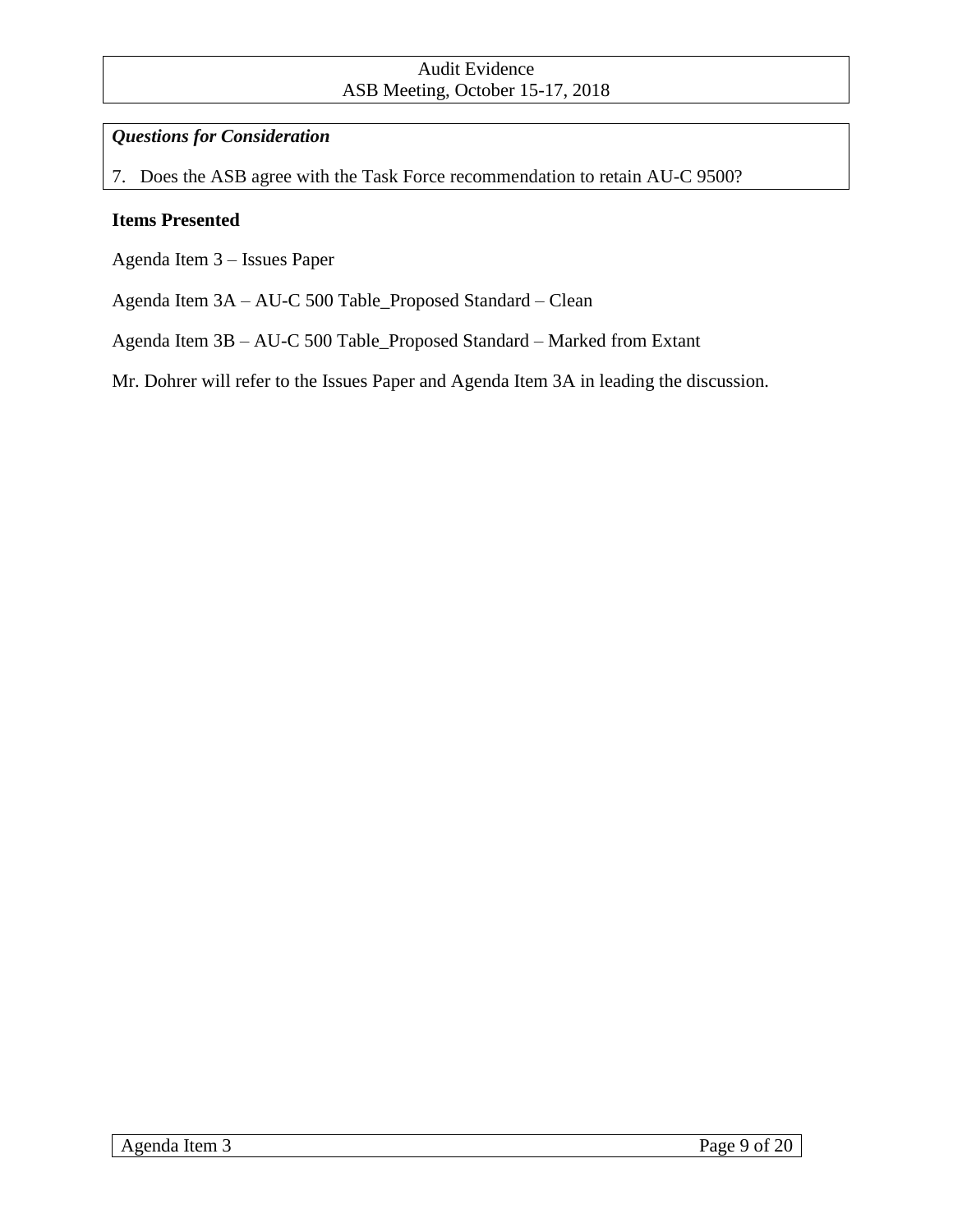***Questions for Consideration***

7. Does the ASB agree with the Task Force recommendation to retain AU-C 9500?

**Items Presented**

Agenda Item 3 – Issues Paper

Agenda Item 3A – AU-C 500 Table_Proposed Standard – Clean

Agenda Item 3B – AU-C 500 Table_Proposed Standard – Marked from Extant

Mr. Dohrer will refer to the Issues Paper and Agenda Item 3A in leading the discussion.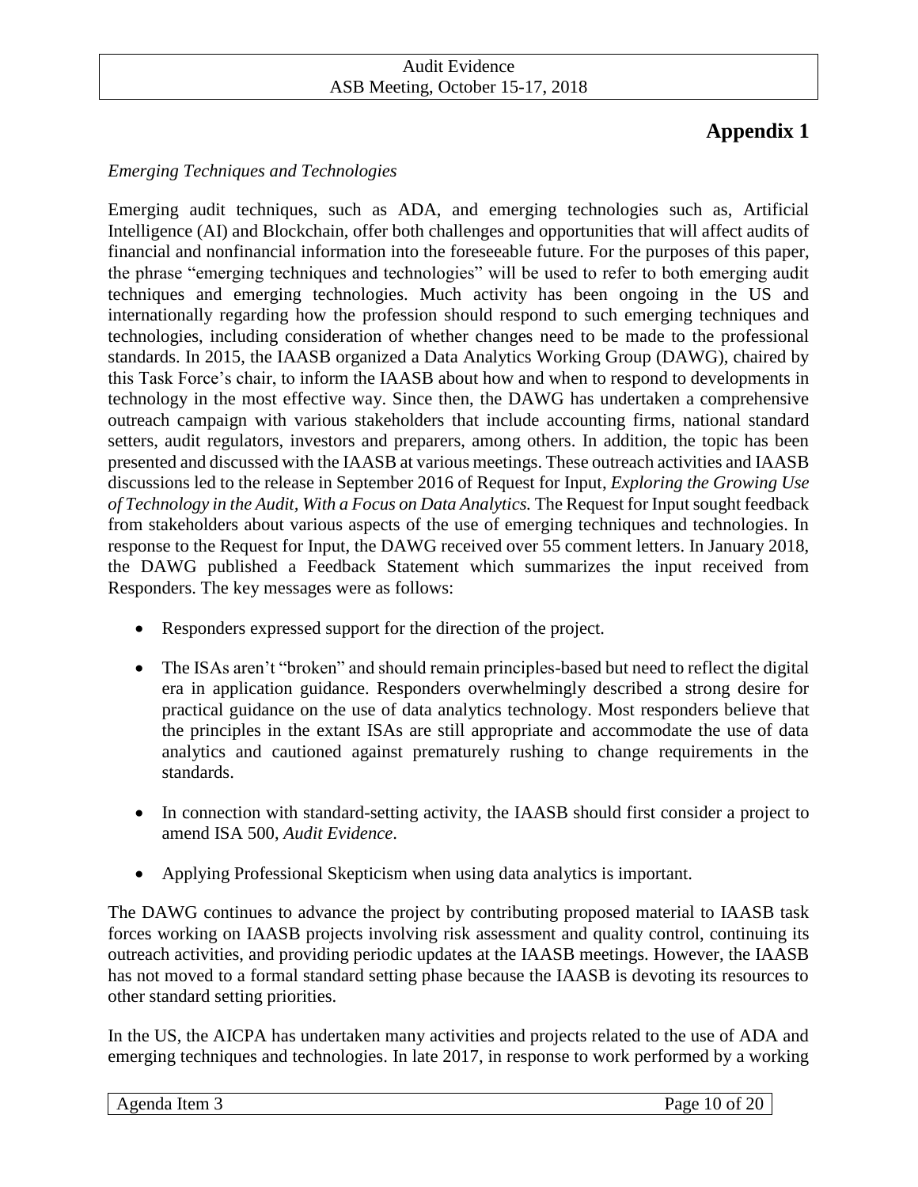# Appendix 1

*Emerging Techniques and Technologies*

Emerging audit techniques, such as ADA, and emerging technologies such as, Artificial Intelligence (AI) and Blockchain, offer both challenges and opportunities that will affect audits of financial and nonfinancial information into the foreseeable future. For the purposes of this paper, the phrase "emerging techniques and technologies" will be used to refer to both emerging audit techniques and emerging technologies. Much activity has been ongoing in the US and internationally regarding how the profession should respond to such emerging techniques and technologies, including consideration of whether changes need to be made to the professional standards. In 2015, the IAASB organized a Data Analytics Working Group (DAWG), chaired by this Task Force's chair, to inform the IAASB about how and when to respond to developments in technology in the most effective way. Since then, the DAWG has undertaken a comprehensive outreach campaign with various stakeholders that include accounting firms, national standard setters, audit regulators, investors and preparers, among others. In addition, the topic has been presented and discussed with the IAASB at various meetings. These outreach activities and IAASB discussions led to the release in September 2016 of Request for Input, *Exploring the Growing Use of Technology in the Audit, With a Focus on Data Analytics.* The Request for Input sought feedback from stakeholders about various aspects of the use of emerging techniques and technologies. In response to the Request for Input, the DAWG received over 55 comment letters. In January 2018, the DAWG published a Feedback Statement which summarizes the input received from Responders. The key messages were as follows:

- Responders expressed support for the direction of the project.
- The ISAs aren't "broken" and should remain principles-based but need to reflect the digital era in application guidance. Responders overwhelmingly described a strong desire for practical guidance on the use of data analytics technology. Most responders believe that the principles in the extant ISAs are still appropriate and accommodate the use of data analytics and cautioned against prematurely rushing to change requirements in the standards.
- In connection with standard-setting activity, the IAASB should first consider a project to amend ISA 500, *Audit Evidence*.
- Applying Professional Skepticism when using data analytics is important.

The DAWG continues to advance the project by contributing proposed material to IAASB task forces working on IAASB projects involving risk assessment and quality control, continuing its outreach activities, and providing periodic updates at the IAASB meetings. However, the IAASB has not moved to a formal standard setting phase because the IAASB is devoting its resources to other standard setting priorities.

In the US, the AICPA has undertaken many activities and projects related to the use of ADA and emerging techniques and technologies. In late 2017, in response to work performed by a working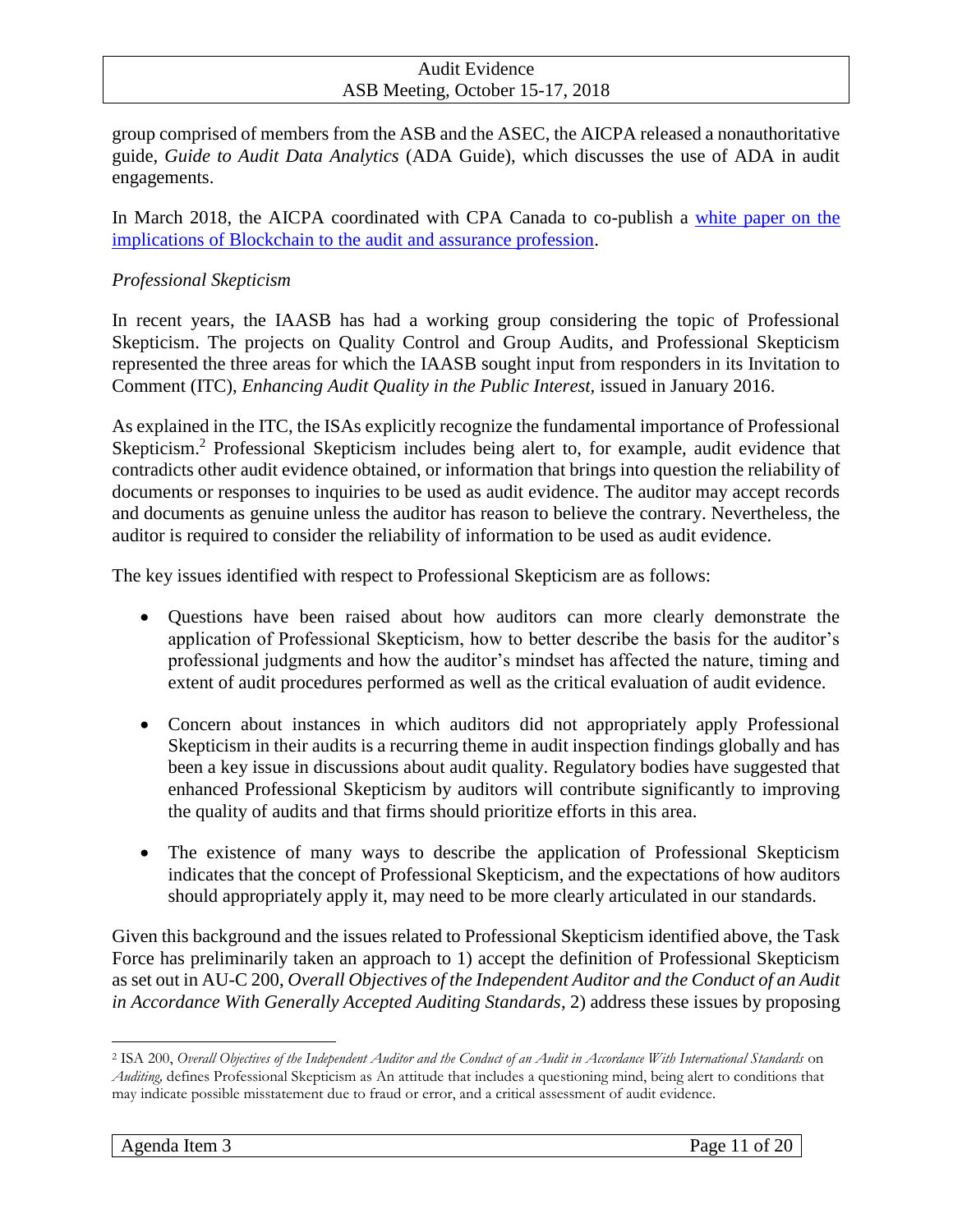group comprised of members from the ASB and the ASEC, the AICPA released a nonauthoritative guide, *Guide to Audit Data Analytics* (ADA Guide), which discusses the use of ADA in audit engagements.

In March 2018, the AICPA coordinated with CPA Canada to co-publish a [white paper on the implications of Blockchain to the audit and assurance profession](#).

*Professional Skepticism*

In recent years, the IAASB has had a working group considering the topic of Professional Skepticism. The projects on Quality Control and Group Audits, and Professional Skepticism represented the three areas for which the IAASB sought input from responders in its Invitation to Comment (ITC), *Enhancing Audit Quality in the Public Interest,* issued in January 2016.

As explained in the ITC, the ISAs explicitly recognize the fundamental importance of Professional Skepticism.[2] Professional Skepticism includes being alert to, for example, audit evidence that contradicts other audit evidence obtained, or information that brings into question the reliability of documents or responses to inquiries to be used as audit evidence. The auditor may accept records and documents as genuine unless the auditor has reason to believe the contrary. Nevertheless, the auditor is required to consider the reliability of information to be used as audit evidence.

The key issues identified with respect to Professional Skepticism are as follows:

- Questions have been raised about how auditors can more clearly demonstrate the application of Professional Skepticism, how to better describe the basis for the auditor's professional judgments and how the auditor's mindset has affected the nature, timing and extent of audit procedures performed as well as the critical evaluation of audit evidence.
- Concern about instances in which auditors did not appropriately apply Professional Skepticism in their audits is a recurring theme in audit inspection findings globally and has been a key issue in discussions about audit quality. Regulatory bodies have suggested that enhanced Professional Skepticism by auditors will contribute significantly to improving the quality of audits and that firms should prioritize efforts in this area.
- The existence of many ways to describe the application of Professional Skepticism indicates that the concept of Professional Skepticism, and the expectations of how auditors should appropriately apply it, may need to be more clearly articulated in our standards.

Given this background and the issues related to Professional Skepticism identified above, the Task Force has preliminarily taken an approach to 1) accept the definition of Professional Skepticism as set out in AU-C 200, *Overall Objectives of the Independent Auditor and the Conduct of an Audit in Accordance With Generally Accepted Auditing Standards*, 2) address these issues by proposing

---

[2] ISA 200, *Overall Objectives of the Independent Auditor and the Conduct of an Audit in Accordance With International Standards* on *Auditing*, defines Professional Skepticism as An attitude that includes a questioning mind, being alert to conditions that may indicate possible misstatement due to fraud or error, and a critical assessment of audit evidence.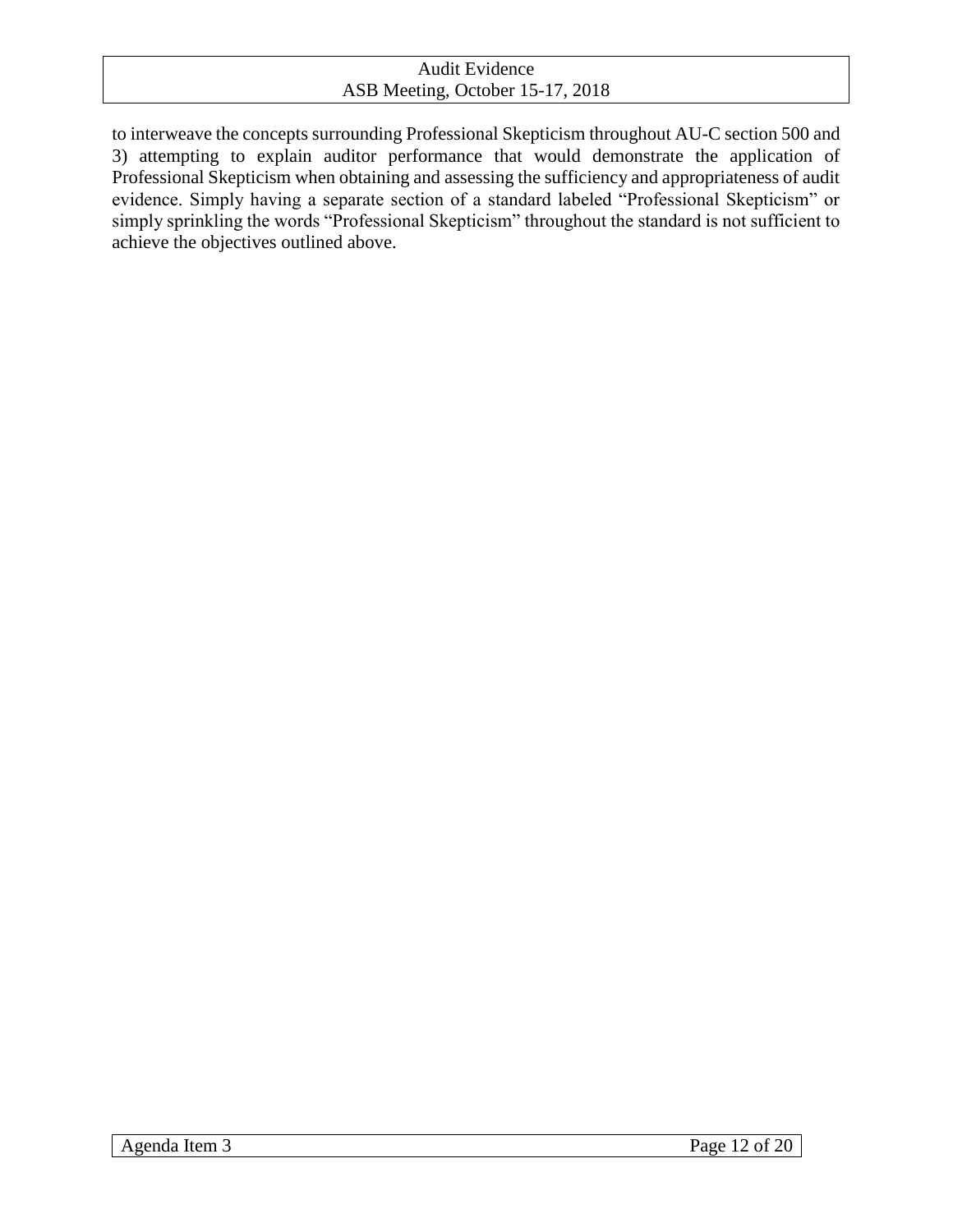to interweave the concepts surrounding Professional Skepticism throughout AU-C section 500 and 3) attempting to explain auditor performance that would demonstrate the application of Professional Skepticism when obtaining and assessing the sufficiency and appropriateness of audit evidence. Simply having a separate section of a standard labeled "Professional Skepticism" or simply sprinkling the words "Professional Skepticism" throughout the standard is not sufficient to achieve the objectives outlined above.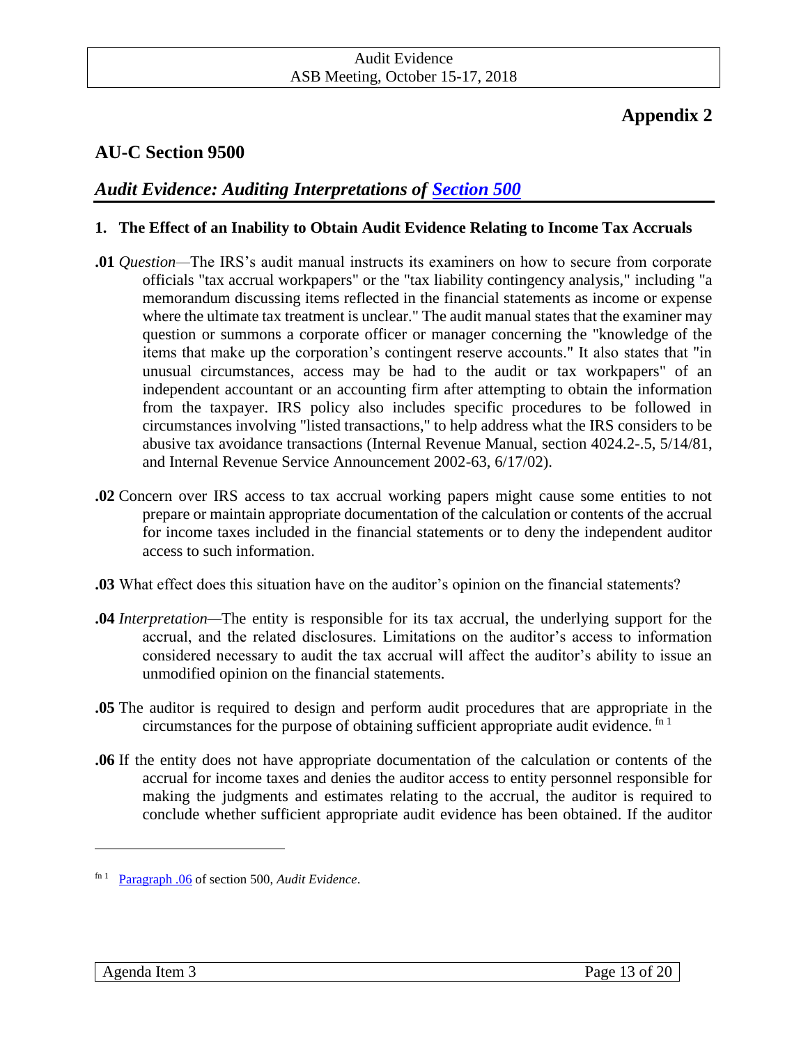# Appendix 2

## AU-C Section 9500

### *Audit Evidence: Auditing Interpretations of [Section 500](#)*

**1. The Effect of an Inability to Obtain Audit Evidence Relating to Income Tax Accruals**

**.01** *Question*—The IRS's audit manual instructs its examiners on how to secure from corporate officials "tax accrual workpapers" or the "tax liability contingency analysis," including "a memorandum discussing items reflected in the financial statements as income or expense where the ultimate tax treatment is unclear." The audit manual states that the examiner may question or summons a corporate officer or manager concerning the "knowledge of the items that make up the corporation's contingent reserve accounts." It also states that "in unusual circumstances, access may be had to the audit or tax workpapers" of an independent accountant or an accounting firm after attempting to obtain the information from the taxpayer. IRS policy also includes specific procedures to be followed in circumstances involving "listed transactions," to help address what the IRS considers to be abusive tax avoidance transactions (Internal Revenue Manual, section 4024.2-.5, 5/14/81, and Internal Revenue Service Announcement 2002-63, 6/17/02).

**.02** Concern over IRS access to tax accrual working papers might cause some entities to not prepare or maintain appropriate documentation of the calculation or contents of the accrual for income taxes included in the financial statements or to deny the independent auditor access to such information.

**.03** What effect does this situation have on the auditor's opinion on the financial statements?

**.04** *Interpretation*—The entity is responsible for its tax accrual, the underlying support for the accrual, and the related disclosures. Limitations on the auditor's access to information considered necessary to audit the tax accrual will affect the auditor's ability to issue an unmodified opinion on the financial statements.

**.05** The auditor is required to design and perform audit procedures that are appropriate in the circumstances for the purpose of obtaining sufficient appropriate audit evidence. [fn 1]

**.06** If the entity does not have appropriate documentation of the calculation or contents of the accrual for income taxes and denies the auditor access to entity personnel responsible for making the judgments and estimates relating to the accrual, the auditor is required to conclude whether sufficient appropriate audit evidence has been obtained. If the auditor

---

[fn 1] [Paragraph .06](#) of section 500, *Audit Evidence*.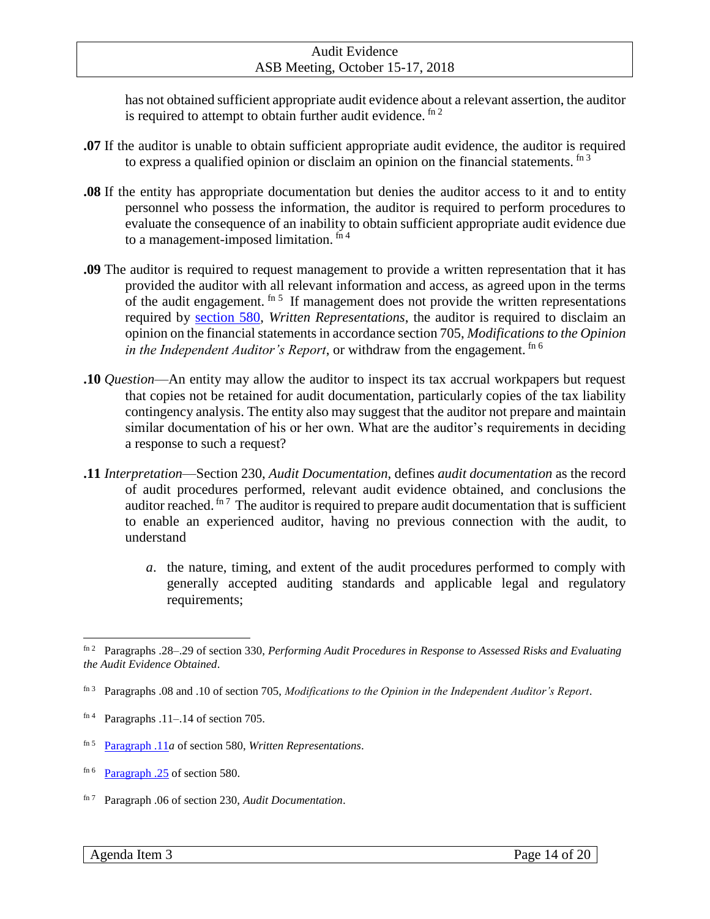has not obtained sufficient appropriate audit evidence about a relevant assertion, the auditor is required to attempt to obtain further audit evidence. [fn 2]

**.07** If the auditor is unable to obtain sufficient appropriate audit evidence, the auditor is required to express a qualified opinion or disclaim an opinion on the financial statements. [fn 3]

**.08** If the entity has appropriate documentation but denies the auditor access to it and to entity personnel who possess the information, the auditor is required to perform procedures to evaluate the consequence of an inability to obtain sufficient appropriate audit evidence due to a management-imposed limitation. [fn 4]

**.09** The auditor is required to request management to provide a written representation that it has provided the auditor with all relevant information and access, as agreed upon in the terms of the audit engagement. [fn 5] If management does not provide the written representations required by section 580, *Written Representations*, the auditor is required to disclaim an opinion on the financial statements in accordance section 705, *Modifications to the Opinion in the Independent Auditor's Report*, or withdraw from the engagement. [fn 6]

**.10** *Question*—An entity may allow the auditor to inspect its tax accrual workpapers but request that copies not be retained for audit documentation, particularly copies of the tax liability contingency analysis. The entity also may suggest that the auditor not prepare and maintain similar documentation of his or her own. What are the auditor's requirements in deciding a response to such a request?

**.11** *Interpretation*—Section 230, *Audit Documentation*, defines *audit documentation* as the record of audit procedures performed, relevant audit evidence obtained, and conclusions the auditor reached. [fn 7] The auditor is required to prepare audit documentation that is sufficient to enable an experienced auditor, having no previous connection with the audit, to understand

*a*. the nature, timing, and extent of the audit procedures performed to comply with generally accepted auditing standards and applicable legal and regulatory requirements;

---

[fn 2] Paragraphs .28–.29 of section 330, *Performing Audit Procedures in Response to Assessed Risks and Evaluating the Audit Evidence Obtained*.

[fn 3] Paragraphs .08 and .10 of section 705, *Modifications to the Opinion in the Independent Auditor's Report*.

[fn 4] Paragraphs .11–.14 of section 705.

[fn 5] Paragraph .11*a* of section 580, *Written Representations*.

[fn 6] Paragraph .25 of section 580.

[fn 7] Paragraph .06 of section 230, *Audit Documentation*.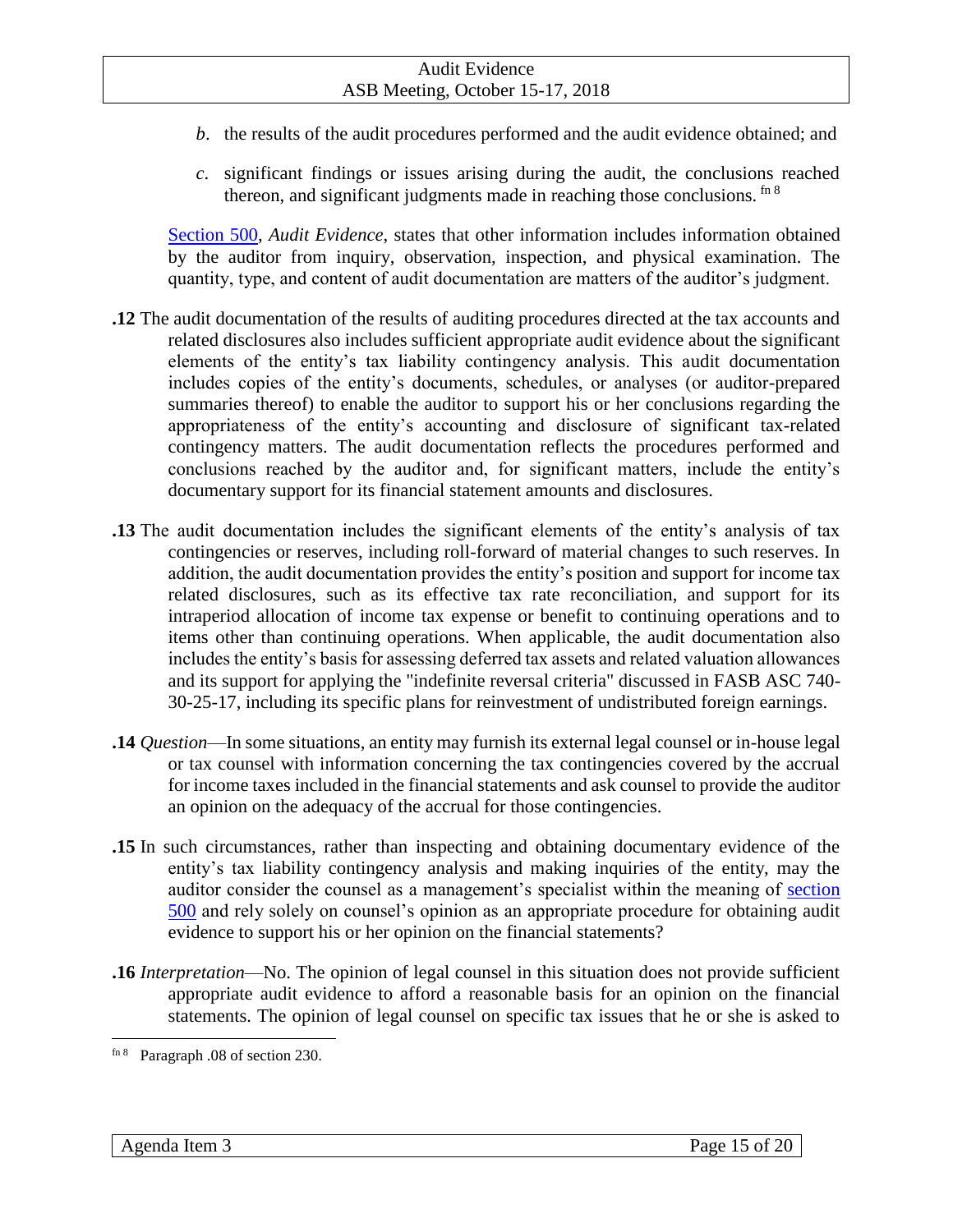*b*. the results of the audit procedures performed and the audit evidence obtained; and

*c*. significant findings or issues arising during the audit, the conclusions reached thereon, and significant judgments made in reaching those conclusions. [fn 8]

Section 500, *Audit Evidence*, states that other information includes information obtained by the auditor from inquiry, observation, inspection, and physical examination. The quantity, type, and content of audit documentation are matters of the auditor's judgment.

**.12** The audit documentation of the results of auditing procedures directed at the tax accounts and related disclosures also includes sufficient appropriate audit evidence about the significant elements of the entity's tax liability contingency analysis. This audit documentation includes copies of the entity's documents, schedules, or analyses (or auditor-prepared summaries thereof) to enable the auditor to support his or her conclusions regarding the appropriateness of the entity's accounting and disclosure of significant tax-related contingency matters. The audit documentation reflects the procedures performed and conclusions reached by the auditor and, for significant matters, include the entity's documentary support for its financial statement amounts and disclosures.

**.13** The audit documentation includes the significant elements of the entity's analysis of tax contingencies or reserves, including roll-forward of material changes to such reserves. In addition, the audit documentation provides the entity's position and support for income tax related disclosures, such as its effective tax rate reconciliation, and support for its intraperiod allocation of income tax expense or benefit to continuing operations and to items other than continuing operations. When applicable, the audit documentation also includes the entity's basis for assessing deferred tax assets and related valuation allowances and its support for applying the "indefinite reversal criteria" discussed in FASB ASC 740-30-25-17, including its specific plans for reinvestment of undistributed foreign earnings.

**.14** *Question*—In some situations, an entity may furnish its external legal counsel or in-house legal or tax counsel with information concerning the tax contingencies covered by the accrual for income taxes included in the financial statements and ask counsel to provide the auditor an opinion on the adequacy of the accrual for those contingencies.

**.15** In such circumstances, rather than inspecting and obtaining documentary evidence of the entity's tax liability contingency analysis and making inquiries of the entity, may the auditor consider the counsel as a management's specialist within the meaning of section 500 and rely solely on counsel's opinion as an appropriate procedure for obtaining audit evidence to support his or her opinion on the financial statements?

**.16** *Interpretation*—No. The opinion of legal counsel in this situation does not provide sufficient appropriate audit evidence to afford a reasonable basis for an opinion on the financial statements. The opinion of legal counsel on specific tax issues that he or she is asked to

---

[fn 8] Paragraph .08 of section 230.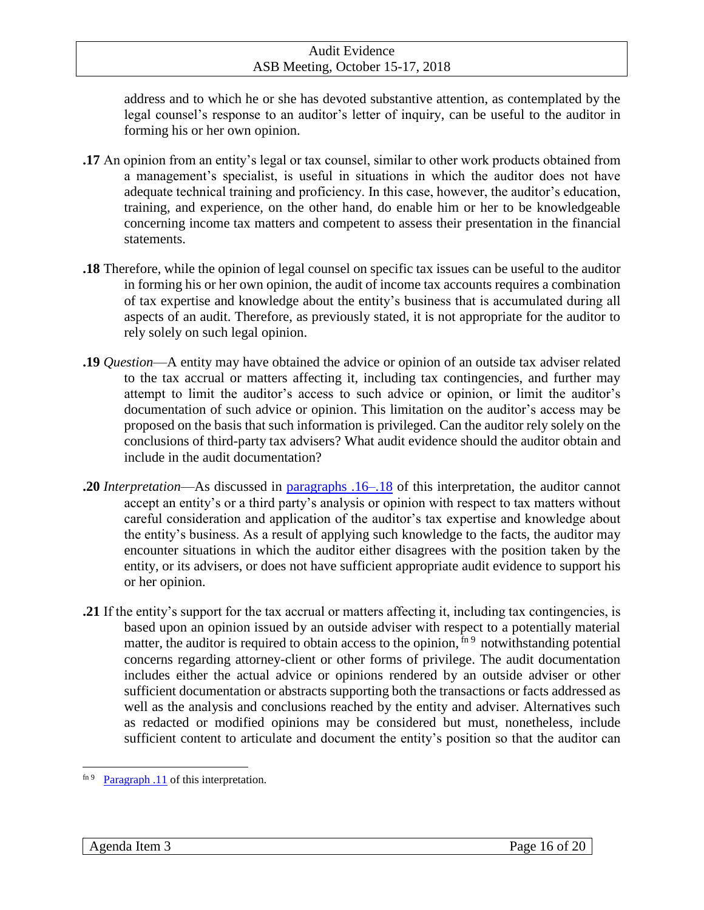address and to which he or she has devoted substantive attention, as contemplated by the legal counsel's response to an auditor's letter of inquiry, can be useful to the auditor in forming his or her own opinion.

**.17** An opinion from an entity's legal or tax counsel, similar to other work products obtained from a management's specialist, is useful in situations in which the auditor does not have adequate technical training and proficiency. In this case, however, the auditor's education, training, and experience, on the other hand, do enable him or her to be knowledgeable concerning income tax matters and competent to assess their presentation in the financial statements.

**.18** Therefore, while the opinion of legal counsel on specific tax issues can be useful to the auditor in forming his or her own opinion, the audit of income tax accounts requires a combination of tax expertise and knowledge about the entity's business that is accumulated during all aspects of an audit. Therefore, as previously stated, it is not appropriate for the auditor to rely solely on such legal opinion.

**.19** *Question*—A entity may have obtained the advice or opinion of an outside tax adviser related to the tax accrual or matters affecting it, including tax contingencies, and further may attempt to limit the auditor's access to such advice or opinion, or limit the auditor's documentation of such advice or opinion. This limitation on the auditor's access may be proposed on the basis that such information is privileged. Can the auditor rely solely on the conclusions of third-party tax advisers? What audit evidence should the auditor obtain and include in the audit documentation?

**.20** *Interpretation*—As discussed in paragraphs .16–.18 of this interpretation, the auditor cannot accept an entity's or a third party's analysis or opinion with respect to tax matters without careful consideration and application of the auditor's tax expertise and knowledge about the entity's business. As a result of applying such knowledge to the facts, the auditor may encounter situations in which the auditor either disagrees with the position taken by the entity, or its advisers, or does not have sufficient appropriate audit evidence to support his or her opinion.

**.21** If the entity's support for the tax accrual or matters affecting it, including tax contingencies, is based upon an opinion issued by an outside adviser with respect to a potentially material matter, the auditor is required to obtain access to the opinion,[fn 9] notwithstanding potential concerns regarding attorney-client or other forms of privilege. The audit documentation includes either the actual advice or opinions rendered by an outside adviser or other sufficient documentation or abstracts supporting both the transactions or facts addressed as well as the analysis and conclusions reached by the entity and adviser. Alternatives such as redacted or modified opinions may be considered but must, nonetheless, include sufficient content to articulate and document the entity's position so that the auditor can

---

[fn 9] Paragraph .11 of this interpretation.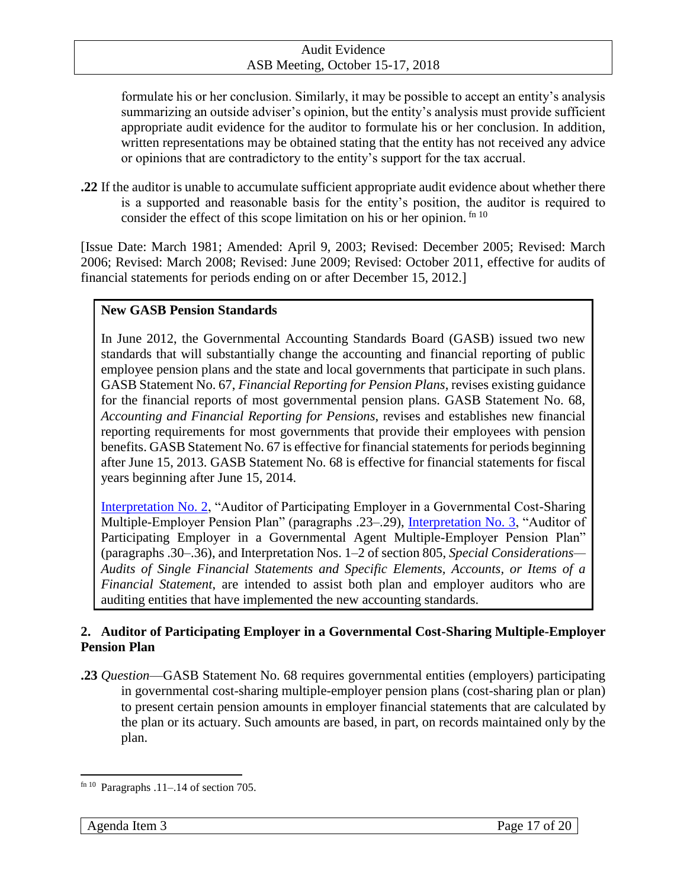formulate his or her conclusion. Similarly, it may be possible to accept an entity's analysis summarizing an outside adviser's opinion, but the entity's analysis must provide sufficient appropriate audit evidence for the auditor to formulate his or her conclusion. In addition, written representations may be obtained stating that the entity has not received any advice or opinions that are contradictory to the entity's support for the tax accrual.

**.22** If the auditor is unable to accumulate sufficient appropriate audit evidence about whether there is a supported and reasonable basis for the entity's position, the auditor is required to consider the effect of this scope limitation on his or her opinion. [fn 10]

[Issue Date: March 1981; Amended: April 9, 2003; Revised: December 2005; Revised: March 2006; Revised: March 2008; Revised: June 2009; Revised: October 2011, effective for audits of financial statements for periods ending on or after December 15, 2012.]

> **New GASB Pension Standards**
>
> In June 2012, the Governmental Accounting Standards Board (GASB) issued two new standards that will substantially change the accounting and financial reporting of public employee pension plans and the state and local governments that participate in such plans. GASB Statement No. 67, *Financial Reporting for Pension Plans*, revises existing guidance for the financial reports of most governmental pension plans. GASB Statement No. 68, *Accounting and Financial Reporting for Pensions*, revises and establishes new financial reporting requirements for most governments that provide their employees with pension benefits. GASB Statement No. 67 is effective for financial statements for periods beginning after June 15, 2013. GASB Statement No. 68 is effective for financial statements for fiscal years beginning after June 15, 2014.
>
> Interpretation No. 2, "Auditor of Participating Employer in a Governmental Cost-Sharing Multiple-Employer Pension Plan" (paragraphs .23–.29), Interpretation No. 3, "Auditor of Participating Employer in a Governmental Agent Multiple-Employer Pension Plan" (paragraphs .30–.36), and Interpretation Nos. 1–2 of section 805, *Special Considerations—Audits of Single Financial Statements and Specific Elements, Accounts, or Items of a Financial Statement*, are intended to assist both plan and employer auditors who are auditing entities that have implemented the new accounting standards.

## 2. Auditor of Participating Employer in a Governmental Cost-Sharing Multiple-Employer Pension Plan

**.23** *Question*—GASB Statement No. 68 requires governmental entities (employers) participating in governmental cost-sharing multiple-employer pension plans (cost-sharing plan or plan) to present certain pension amounts in employer financial statements that are calculated by the plan or its actuary. Such amounts are based, in part, on records maintained only by the plan.

---

[fn 10] Paragraphs .11–.14 of section 705.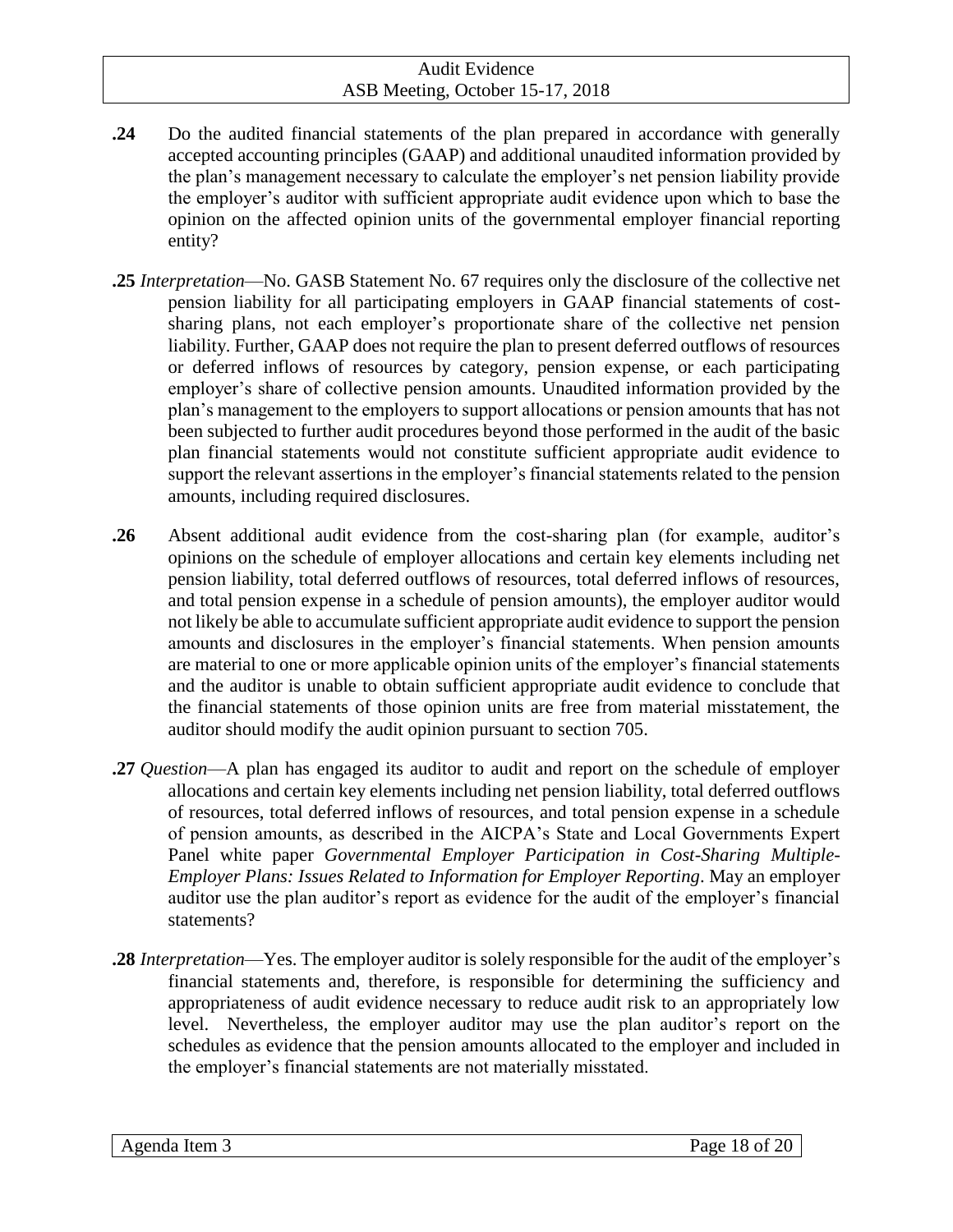**.24** Do the audited financial statements of the plan prepared in accordance with generally accepted accounting principles (GAAP) and additional unaudited information provided by the plan's management necessary to calculate the employer's net pension liability provide the employer's auditor with sufficient appropriate audit evidence upon which to base the opinion on the affected opinion units of the governmental employer financial reporting entity?

**.25** *Interpretation*—No. GASB Statement No. 67 requires only the disclosure of the collective net pension liability for all participating employers in GAAP financial statements of cost-sharing plans, not each employer's proportionate share of the collective net pension liability. Further, GAAP does not require the plan to present deferred outflows of resources or deferred inflows of resources by category, pension expense, or each participating employer's share of collective pension amounts. Unaudited information provided by the plan's management to the employers to support allocations or pension amounts that has not been subjected to further audit procedures beyond those performed in the audit of the basic plan financial statements would not constitute sufficient appropriate audit evidence to support the relevant assertions in the employer's financial statements related to the pension amounts, including required disclosures.

**.26** Absent additional audit evidence from the cost-sharing plan (for example, auditor's opinions on the schedule of employer allocations and certain key elements including net pension liability, total deferred outflows of resources, total deferred inflows of resources, and total pension expense in a schedule of pension amounts), the employer auditor would not likely be able to accumulate sufficient appropriate audit evidence to support the pension amounts and disclosures in the employer's financial statements. When pension amounts are material to one or more applicable opinion units of the employer's financial statements and the auditor is unable to obtain sufficient appropriate audit evidence to conclude that the financial statements of those opinion units are free from material misstatement, the auditor should modify the audit opinion pursuant to section 705.

**.27** *Question*—A plan has engaged its auditor to audit and report on the schedule of employer allocations and certain key elements including net pension liability, total deferred outflows of resources, total deferred inflows of resources, and total pension expense in a schedule of pension amounts, as described in the AICPA's State and Local Governments Expert Panel white paper *Governmental Employer Participation in Cost-Sharing Multiple-Employer Plans: Issues Related to Information for Employer Reporting*. May an employer auditor use the plan auditor's report as evidence for the audit of the employer's financial statements?

**.28** *Interpretation*—Yes. The employer auditor is solely responsible for the audit of the employer's financial statements and, therefore, is responsible for determining the sufficiency and appropriateness of audit evidence necessary to reduce audit risk to an appropriately low level. Nevertheless, the employer auditor may use the plan auditor's report on the schedules as evidence that the pension amounts allocated to the employer and included in the employer's financial statements are not materially misstated.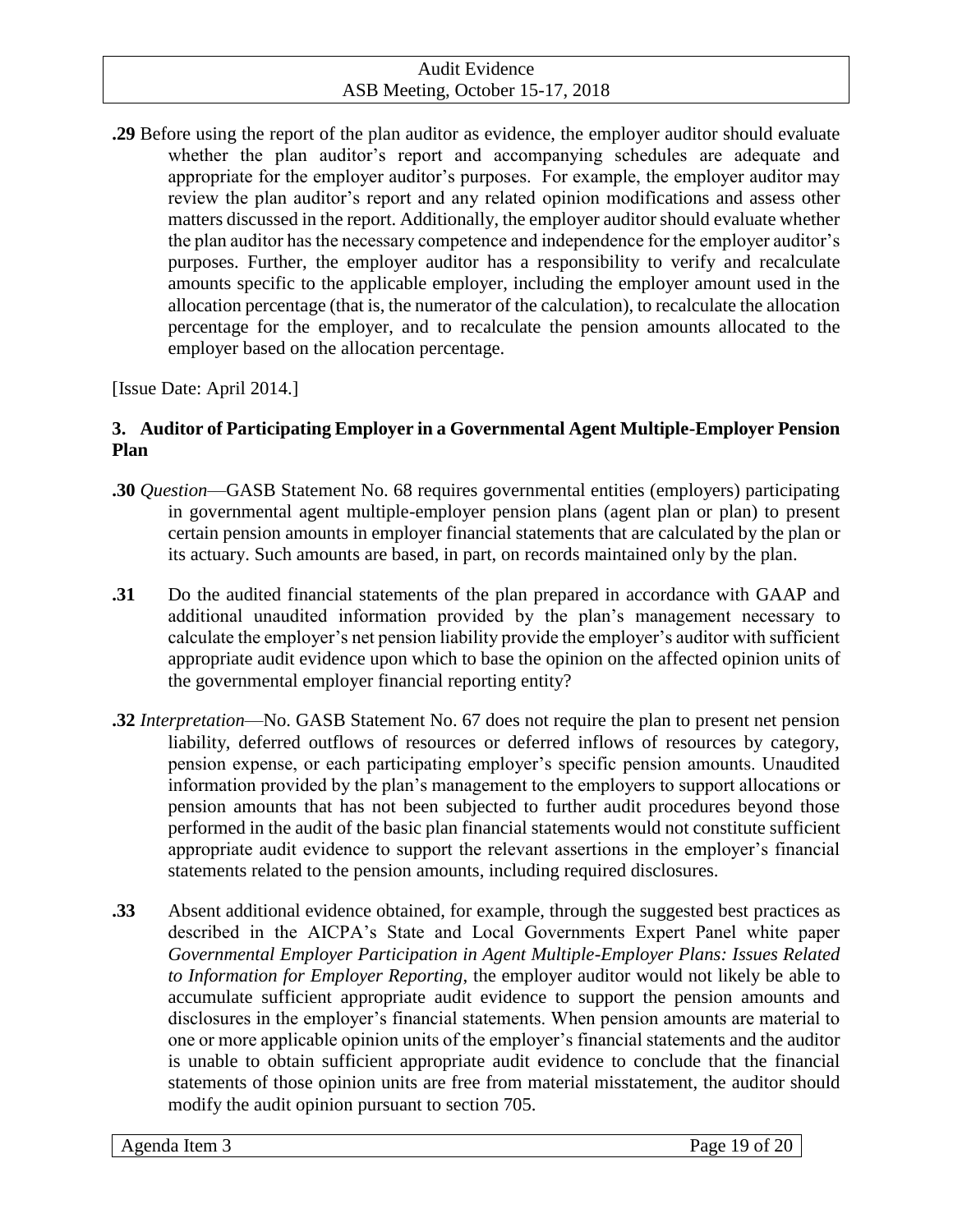**.29** Before using the report of the plan auditor as evidence, the employer auditor should evaluate whether the plan auditor's report and accompanying schedules are adequate and appropriate for the employer auditor's purposes. For example, the employer auditor may review the plan auditor's report and any related opinion modifications and assess other matters discussed in the report. Additionally, the employer auditor should evaluate whether the plan auditor has the necessary competence and independence for the employer auditor's purposes. Further, the employer auditor has a responsibility to verify and recalculate amounts specific to the applicable employer, including the employer amount used in the allocation percentage (that is, the numerator of the calculation), to recalculate the allocation percentage for the employer, and to recalculate the pension amounts allocated to the employer based on the allocation percentage.

[Issue Date: April 2014.]

### 3. Auditor of Participating Employer in a Governmental Agent Multiple-Employer Pension Plan

**.30** *Question*—GASB Statement No. 68 requires governmental entities (employers) participating in governmental agent multiple-employer pension plans (agent plan or plan) to present certain pension amounts in employer financial statements that are calculated by the plan or its actuary. Such amounts are based, in part, on records maintained only by the plan.

**.31** Do the audited financial statements of the plan prepared in accordance with GAAP and additional unaudited information provided by the plan's management necessary to calculate the employer's net pension liability provide the employer's auditor with sufficient appropriate audit evidence upon which to base the opinion on the affected opinion units of the governmental employer financial reporting entity?

**.32** *Interpretation*—No. GASB Statement No. 67 does not require the plan to present net pension liability, deferred outflows of resources or deferred inflows of resources by category, pension expense, or each participating employer's specific pension amounts. Unaudited information provided by the plan's management to the employers to support allocations or pension amounts that has not been subjected to further audit procedures beyond those performed in the audit of the basic plan financial statements would not constitute sufficient appropriate audit evidence to support the relevant assertions in the employer's financial statements related to the pension amounts, including required disclosures.

**.33** Absent additional evidence obtained, for example, through the suggested best practices as described in the AICPA's State and Local Governments Expert Panel white paper *Governmental Employer Participation in Agent Multiple-Employer Plans: Issues Related to Information for Employer Reporting*, the employer auditor would not likely be able to accumulate sufficient appropriate audit evidence to support the pension amounts and disclosures in the employer's financial statements. When pension amounts are material to one or more applicable opinion units of the employer's financial statements and the auditor is unable to obtain sufficient appropriate audit evidence to conclude that the financial statements of those opinion units are free from material misstatement, the auditor should modify the audit opinion pursuant to section 705.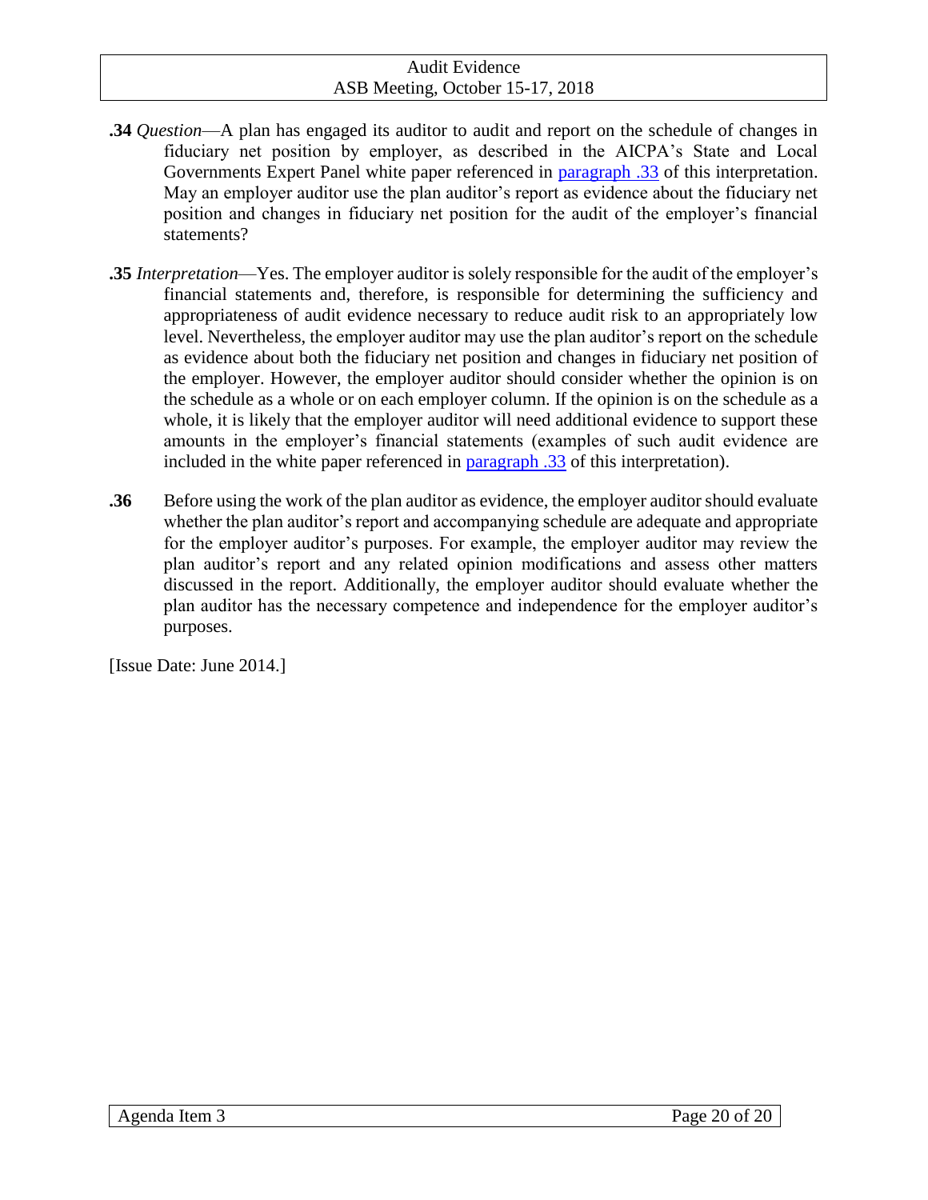**.34** *Question*—A plan has engaged its auditor to audit and report on the schedule of changes in fiduciary net position by employer, as described in the AICPA's State and Local Governments Expert Panel white paper referenced in paragraph .33 of this interpretation. May an employer auditor use the plan auditor's report as evidence about the fiduciary net position and changes in fiduciary net position for the audit of the employer's financial statements?

**.35** *Interpretation*—Yes. The employer auditor is solely responsible for the audit of the employer's financial statements and, therefore, is responsible for determining the sufficiency and appropriateness of audit evidence necessary to reduce audit risk to an appropriately low level. Nevertheless, the employer auditor may use the plan auditor's report on the schedule as evidence about both the fiduciary net position and changes in fiduciary net position of the employer. However, the employer auditor should consider whether the opinion is on the schedule as a whole or on each employer column. If the opinion is on the schedule as a whole, it is likely that the employer auditor will need additional evidence to support these amounts in the employer's financial statements (examples of such audit evidence are included in the white paper referenced in paragraph .33 of this interpretation).

**.36** Before using the work of the plan auditor as evidence, the employer auditor should evaluate whether the plan auditor's report and accompanying schedule are adequate and appropriate for the employer auditor's purposes. For example, the employer auditor may review the plan auditor's report and any related opinion modifications and assess other matters discussed in the report. Additionally, the employer auditor should evaluate whether the plan auditor has the necessary competence and independence for the employer auditor's purposes.

[Issue Date: June 2014.]